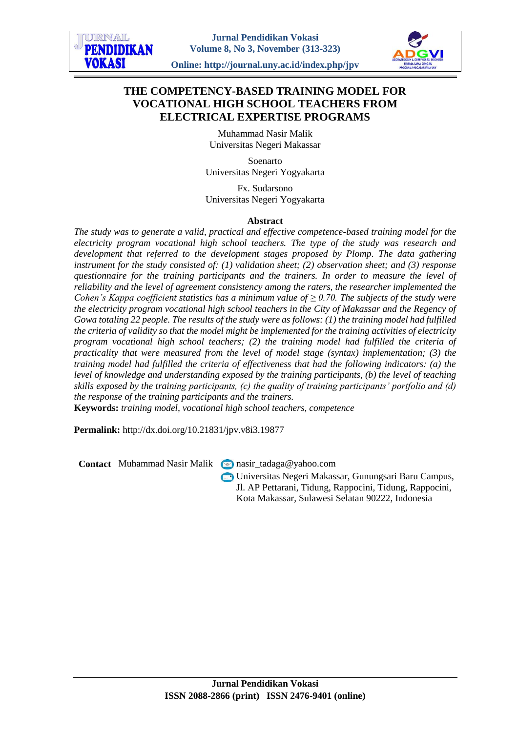# THE COMPETENCY-BASED TRAINING MODEL FOR VOCATIONAL HIGH SCHOOL TEACHERS FROM ELECTRICAL EXPERTISE PROGRAMS

Muhammad Nasir Malik
Universitas Negeri Makassar

Soenarto
Universitas Negeri Yogyakarta

Fx. Sudarsono
Universitas Negeri Yogyakarta

## Abstract

*The study was to generate a valid, practical and effective competence-based training model for the electricity program vocational high school teachers. The type of the study was research and development that referred to the development stages proposed by Plomp. The data gathering instrument for the study consisted of: (1) validation sheet; (2) observation sheet; and (3) response questionnaire for the training participants and the trainers. In order to measure the level of reliability and the level of agreement consistency among the raters, the researcher implemented the Cohen's Kappa coefficient statistics has a minimum value of ≥ 0.70. The subjects of the study were the electricity program vocational high school teachers in the City of Makassar and the Regency of Gowa totaling 22 people. The results of the study were as follows: (1) the training model had fulfilled the criteria of validity so that the model might be implemented for the training activities of electricity program vocational high school teachers; (2) the training model had fulfilled the criteria of practicality that were measured from the level of model stage (syntax) implementation; (3) the training model had fulfilled the criteria of effectiveness that had the following indicators: (a) the level of knowledge and understanding exposed by the training participants, (b) the level of teaching skills exposed by the training participants, (c) the quality of training participants' portfolio and (d) the response of the training participants and the trainers.*

**Keywords:** *training model, vocational high school teachers, competence*

**Permalink:** http://dx.doi.org/10.21831/jpv.v8i3.19877

**Contact** Muhammad Nasir Malik nasir_tadaga@yahoo.com
Universitas Negeri Makassar, Gunungsari Baru Campus, Jl. AP Pettarani, Tidung, Rappocini, Tidung, Rappocini, Kota Makassar, Sulawesi Selatan 90222, Indonesia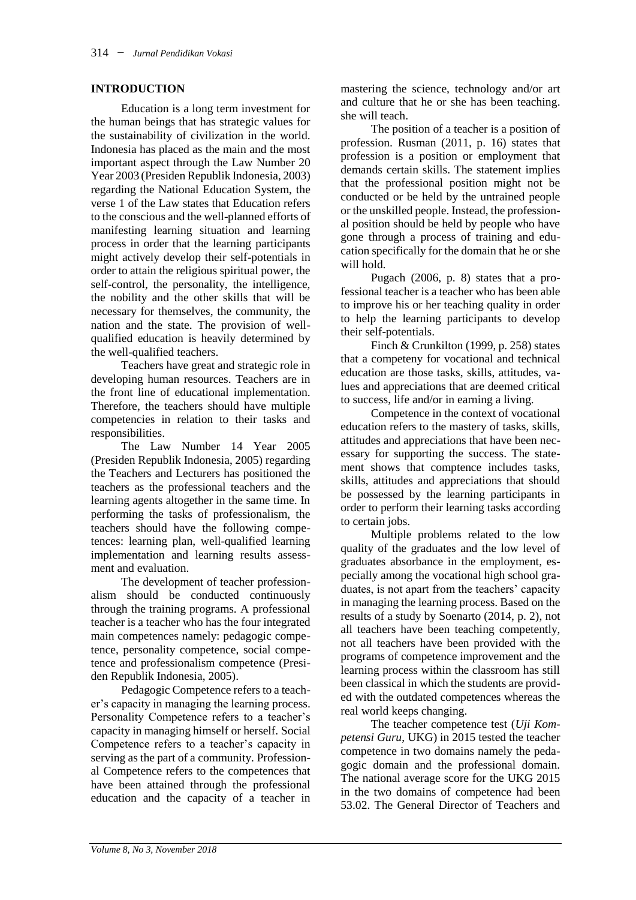## INTRODUCTION

Education is a long term investment for the human beings that has strategic values for the sustainability of civilization in the world. Indonesia has placed as the main and the most important aspect through the Law Number 20 Year 2003 (Presiden Republik Indonesia, 2003) regarding the National Education System, the verse 1 of the Law states that Education refers to the conscious and the well-planned efforts of manifesting learning situation and learning process in order that the learning participants might actively develop their self-potentials in order to attain the religious spiritual power, the self-control, the personality, the intelligence, the nobility and the other skills that will be necessary for themselves, the community, the nation and the state. The provision of well-qualified education is heavily determined by the well-qualified teachers.

Teachers have great and strategic role in developing human resources. Teachers are in the front line of educational implementation. Therefore, the teachers should have multiple competencies in relation to their tasks and responsibilities.

The Law Number 14 Year 2005 (Presiden Republik Indonesia, 2005) regarding the Teachers and Lecturers has positioned the teachers as the professional teachers and the learning agents altogether in the same time. In performing the tasks of professionalism, the teachers should have the following competences: learning plan, well-qualified learning implementation and learning results assessment and evaluation.

The development of teacher professionalism should be conducted continuously through the training programs. A professional teacher is a teacher who has the four integrated main competences namely: pedagogic competence, personality competence, social competence and professionalism competence (Presiden Republik Indonesia, 2005).

Pedagogic Competence refers to a teacher's capacity in managing the learning process. Personality Competence refers to a teacher's capacity in managing himself or herself. Social Competence refers to a teacher's capacity in serving as the part of a community. Professional Competence refers to the competences that have been attained through the professional education and the capacity of a teacher in mastering the science, technology and/or art and culture that he or she has been teaching. she will teach.

The position of a teacher is a position of profession. Rusman (2011, p. 16) states that profession is a position or employment that demands certain skills. The statement implies that the professional position might not be conducted or be held by the untrained people or the unskilled people. Instead, the professional position should be held by people who have gone through a process of training and education specifically for the domain that he or she will hold.

Pugach (2006, p. 8) states that a professional teacher is a teacher who has been able to improve his or her teaching quality in order to help the learning participants to develop their self-potentials.

Finch & Crunkilton (1999, p. 258) states that a competeny for vocational and technical education are those tasks, skills, attitudes, values and appreciations that are deemed critical to success, life and/or in earning a living.

Competence in the context of vocational education refers to the mastery of tasks, skills, attitudes and appreciations that have been necessary for supporting the success. The statement shows that comptence includes tasks, skills, attitudes and appreciations that should be possessed by the learning participants in order to perform their learning tasks according to certain jobs.

Multiple problems related to the low quality of the graduates and the low level of graduates absorbance in the employment, especially among the vocational high school graduates, is not apart from the teachers' capacity in managing the learning process. Based on the results of a study by Soenarto (2014, p. 2), not all teachers have been teaching competently, not all teachers have been provided with the programs of competence improvement and the learning process within the classroom has still been classical in which the students are provided with the outdated competences whereas the real world keeps changing.

The teacher competence test (*Uji Kompetensi Guru*, UKG) in 2015 tested the teacher competence in two domains namely the pedagogic domain and the professional domain. The national average score for the UKG 2015 in the two domains of competence had been 53.02. The General Director of Teachers and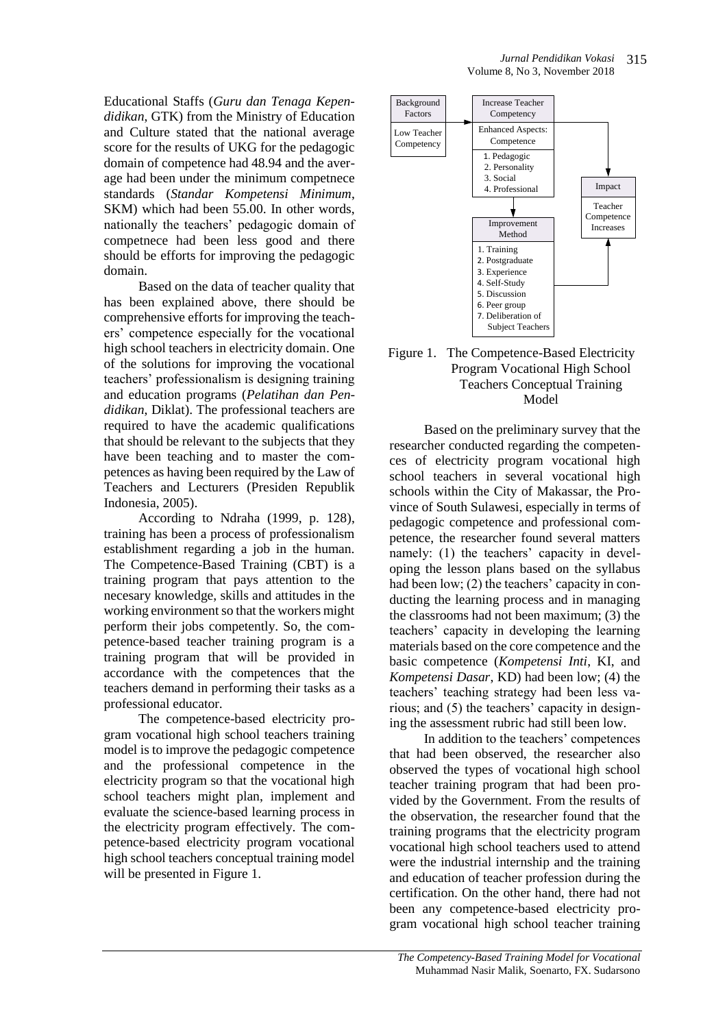Educational Staffs (*Guru dan Tenaga Kependidikan*, GTK) from the Ministry of Education and Culture stated that the national average score for the results of UKG for the pedagogic domain of competence had 48.94 and the average had been under the minimum competnece standards (*Standar Kompetensi Minimum*, SKM) which had been 55.00. In other words, nationally the teachers' pedagogic domain of competnece had been less good and there should be efforts for improving the pedagogic domain.

Based on the data of teacher quality that has been explained above, there should be comprehensive efforts for improving the teachers' competence especially for the vocational high school teachers in electricity domain. One of the solutions for improving the vocational teachers' professionalism is designing training and education programs (*Pelatihan dan Pendidikan,* Diklat). The professional teachers are required to have the academic qualifications that should be relevant to the subjects that they have been teaching and to master the competences as having been required by the Law of Teachers and Lecturers (Presiden Republik Indonesia, 2005).

According to Ndraha (1999, p. 128), training has been a process of professionalism establishment regarding a job in the human. The Competence-Based Training (CBT) is a training program that pays attention to the necesary knowledge, skills and attitudes in the working environment so that the workers might perform their jobs competently. So, the competence-based teacher training program is a training program that will be provided in accordance with the competences that the teachers demand in performing their tasks as a professional educator.

The competence-based electricity program vocational high school teachers training model is to improve the pedagogic competence and the professional competence in the electricity program so that the vocational high school teachers might plan, implement and evaluate the science-based learning process in the electricity program effectively. The competence-based electricity program vocational high school teachers conceptual training model will be presented in Figure 1.

Background Factors: Low Teacher Competency

Increase Teacher Competency — Enhanced Aspects: Competence
1. Pedagogic
2. Personality
3. Social
4. Professional

Improvement Method
1. Training
2. Postgraduate
3. Experience
4. Self-Study
5. Discussion
6. Peer group
7. Deliberation of Subject Teachers

Impact: Teacher Competence Increases

Figure 1. The Competence-Based Electricity Program Vocational High School Teachers Conceptual Training Model

Based on the preliminary survey that the researcher conducted regarding the competences of electricity program vocational high school teachers in several vocational high schools within the City of Makassar, the Province of South Sulawesi, especially in terms of pedagogic competence and professional competence, the researcher found several matters namely: (1) the teachers' capacity in developing the lesson plans based on the syllabus had been low; (2) the teachers' capacity in conducting the learning process and in managing the classrooms had not been maximum; (3) the teachers' capacity in developing the learning materials based on the core competence and the basic competence (*Kompetensi Inti*, KI, and *Kompetensi Dasar*, KD) had been low; (4) the teachers' teaching strategy had been less various; and (5) the teachers' capacity in designing the assessment rubric had still been low.

In addition to the teachers' competences that had been observed, the researcher also observed the types of vocational high school teacher training program that had been provided by the Government. From the results of the observation, the researcher found that the training programs that the electricity program vocational high school teachers used to attend were the industrial internship and the training and education of teacher profession during the certification. On the other hand, there had not been any competence-based electricity program vocational high school teacher training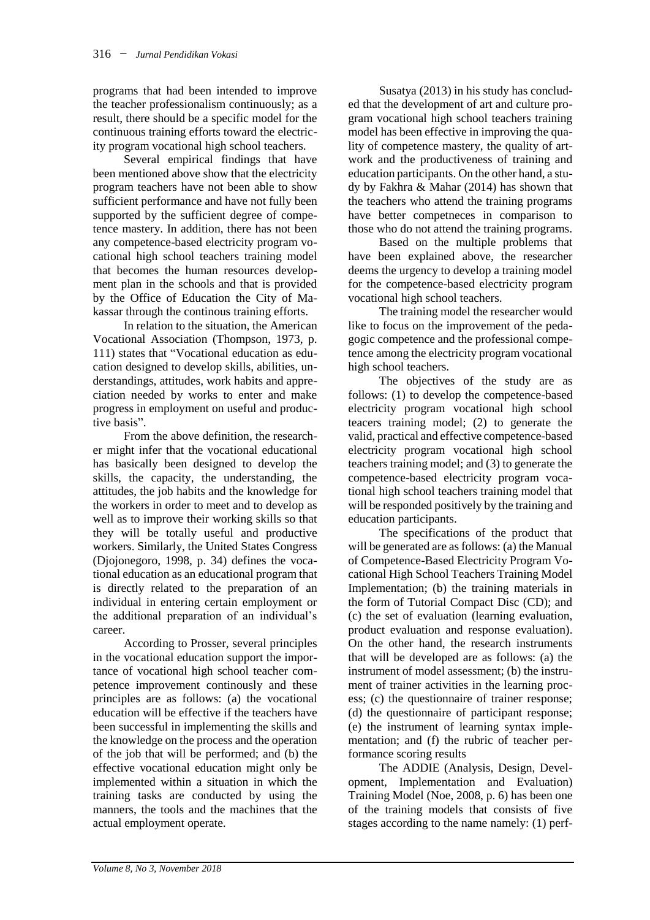programs that had been intended to improve the teacher professionalism continuously; as a result, there should be a specific model for the continuous training efforts toward the electricity program vocational high school teachers.

Several empirical findings that have been mentioned above show that the electricity program teachers have not been able to show sufficient performance and have not fully been supported by the sufficient degree of competence mastery. In addition, there has not been any competence-based electricity program vocational high school teachers training model that becomes the human resources development plan in the schools and that is provided by the Office of Education the City of Makassar through the continous training efforts.

In relation to the situation, the American Vocational Association (Thompson, 1973, p. 111) states that "Vocational education as education designed to develop skills, abilities, understandings, attitudes, work habits and appreciation needed by works to enter and make progress in employment on useful and productive basis".

From the above definition, the researcher might infer that the vocational educational has basically been designed to develop the skills, the capacity, the understanding, the attitudes, the job habits and the knowledge for the workers in order to meet and to develop as well as to improve their working skills so that they will be totally useful and productive workers. Similarly, the United States Congress (Djojonegoro, 1998, p. 34) defines the vocational education as an educational program that is directly related to the preparation of an individual in entering certain employment or the additional preparation of an individual's career.

According to Prosser, several principles in the vocational education support the importance of vocational high school teacher competence improvement continously and these principles are as follows: (a) the vocational education will be effective if the teachers have been successful in implementing the skills and the knowledge on the process and the operation of the job that will be performed; and (b) the effective vocational education might only be implemented within a situation in which the training tasks are conducted by using the manners, the tools and the machines that the actual employment operate.

Susatya (2013) in his study has concluded that the development of art and culture program vocational high school teachers training model has been effective in improving the quality of competence mastery, the quality of artwork and the productiveness of training and education participants. On the other hand, a study by Fakhra & Mahar (2014) has shown that the teachers who attend the training programs have better competneces in comparison to those who do not attend the training programs.

Based on the multiple problems that have been explained above, the researcher deems the urgency to develop a training model for the competence-based electricity program vocational high school teachers.

The training model the researcher would like to focus on the improvement of the pedagogic competence and the professional competence among the electricity program vocational high school teachers.

The objectives of the study are as follows: (1) to develop the competence-based electricity program vocational high school teacers training model; (2) to generate the valid, practical and effective competence-based electricity program vocational high school teachers training model; and (3) to generate the competence-based electricity program vocational high school teachers training model that will be responded positively by the training and education participants.

The specifications of the product that will be generated are as follows: (a) the Manual of Competence-Based Electricity Program Vocational High School Teachers Training Model Implementation; (b) the training materials in the form of Tutorial Compact Disc (CD); and (c) the set of evaluation (learning evaluation, product evaluation and response evaluation). On the other hand, the research instruments that will be developed are as follows: (a) the instrument of model assessment; (b) the instrument of trainer activities in the learning process; (c) the questionnaire of trainer response; (d) the questionnaire of participant response; (e) the instrument of learning syntax implementation; and (f) the rubric of teacher performance scoring results

The ADDIE (Analysis, Design, Development, Implementation and Evaluation) Training Model (Noe, 2008, p. 6) has been one of the training models that consists of five stages according to the name namely: (1) perf-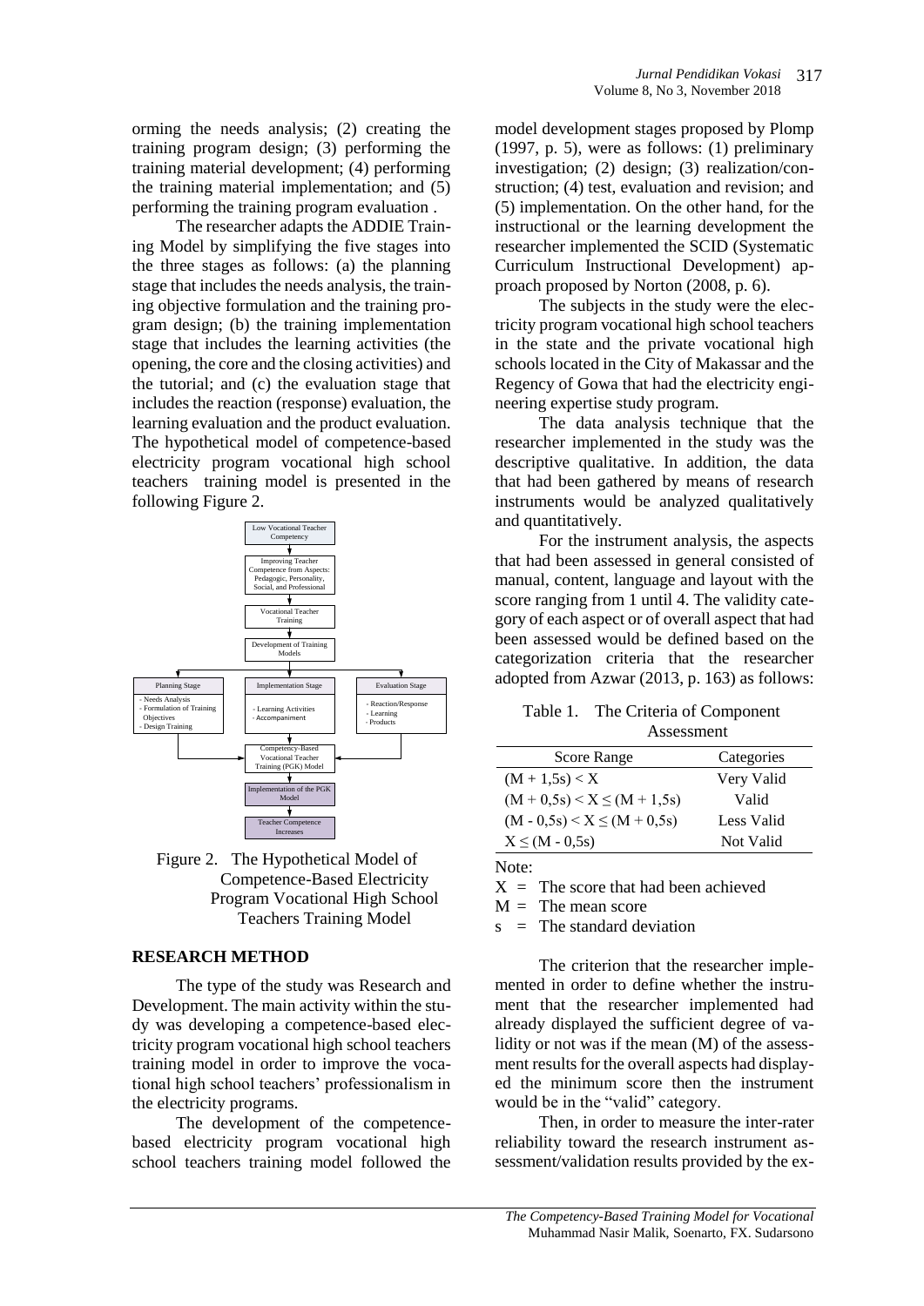orming the needs analysis; (2) creating the training program design; (3) performing the training material development; (4) performing the training material implementation; and (5) performing the training program evaluation .

The researcher adapts the ADDIE Training Model by simplifying the five stages into the three stages as follows: (a) the planning stage that includes the needs analysis, the training objective formulation and the training program design; (b) the training implementation stage that includes the learning activities (the opening, the core and the closing activities) and the tutorial; and (c) the evaluation stage that includes the reaction (response) evaluation, the learning evaluation and the product evaluation. The hypothetical model of competence-based electricity program vocational high school teachers training model is presented in the following Figure 2.

Low Vocational Teacher Competency

Improving Teacher Competence from Aspects: Pedagogic, Personality, Social, and Professional

Vocational Teacher Training

Development of Training Models

Planning Stage
- Needs Analysis
- Formulation of Training Objectives
- Design Training

Implementation Stage
- Learning Activities
- Accompaniment

Evaluation Stage
- Reaction/Response
- Learning
- Products

Competency-Based Vocational Teacher Training (PGK) Model

Implementation of the PGK Model

Teacher Competence Increases

Figure 2. The Hypothetical Model of Competence-Based Electricity Program Vocational High School Teachers Training Model

## RESEARCH METHOD

The type of the study was Research and Development. The main activity within the study was developing a competence-based electricity program vocational high school teachers training model in order to improve the vocational high school teachers' professionalism in the electricity programs.

The development of the competence-based electricity program vocational high school teachers training model followed the model development stages proposed by Plomp (1997, p. 5), were as follows: (1) preliminary investigation; (2) design; (3) realization/construction; (4) test, evaluation and revision; and (5) implementation. On the other hand, for the instructional or the learning development the researcher implemented the SCID (Systematic Curriculum Instructional Development) approach proposed by Norton (2008, p. 6).

The subjects in the study were the electricity program vocational high school teachers in the state and the private vocational high schools located in the City of Makassar and the Regency of Gowa that had the electricity engineering expertise study program.

The data analysis technique that the researcher implemented in the study was the descriptive qualitative. In addition, the data that had been gathered by means of research instruments would be analyzed qualitatively and quantitatively.

For the instrument analysis, the aspects that had been assessed in general consisted of manual, content, language and layout with the score ranging from 1 until 4. The validity category of each aspect or of overall aspect that had been assessed would be defined based on the categorization criteria that the researcher adopted from Azwar (2013, p. 163) as follows:

Table 1. The Criteria of Component Assessment

| Score Range | Categories |
|---|---|
| $(M + 1{,}5s) < X$ | Very Valid |
| $(M + 0{,}5s) < X \leq (M + 1{,}5s)$ | Valid |
| $(M - 0{,}5s) < X \leq (M + 0{,}5s)$ | Less Valid |
| $X \leq (M - 0{,}5s)$ | Not Valid |

Note:
$X$ = The score that had been achieved
$M$ = The mean score
$s$ = The standard deviation

The criterion that the researcher implemented in order to define whether the instrument that the researcher implemented had already displayed the sufficient degree of validity or not was if the mean (M) of the assessment results for the overall aspects had displayed the minimum score then the instrument would be in the "valid" category.

Then, in order to measure the inter-rater reliability toward the research instrument assessment/validation results provided by the ex-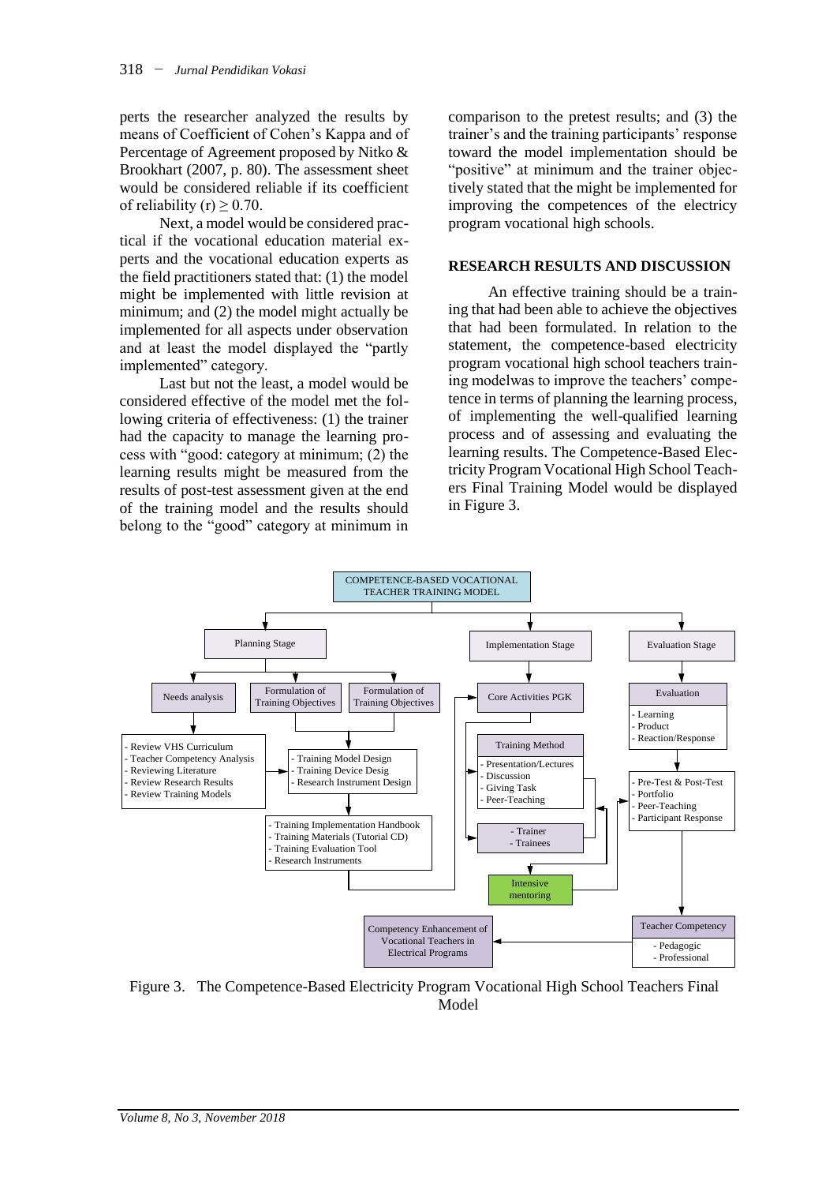perts the researcher analyzed the results by means of Coefficient of Cohen's Kappa and of Percentage of Agreement proposed by Nitko & Brookhart (2007, p. 80). The assessment sheet would be considered reliable if its coefficient of reliability (r) $\geq 0.70$.

Next, a model would be considered practical if the vocational education material experts and the vocational education experts as the field practitioners stated that: (1) the model might be implemented with little revision at minimum; and (2) the model might actually be implemented for all aspects under observation and at least the model displayed the "partly implemented" category.

Last but not the least, a model would be considered effective of the model met the following criteria of effectiveness: (1) the trainer had the capacity to manage the learning process with "good: category at minimum; (2) the learning results might be measured from the results of post-test assessment given at the end of the training model and the results should belong to the "good" category at minimum in comparison to the pretest results; and (3) the trainer's and the training participants' response toward the model implementation should be "positive" at minimum and the trainer objectively stated that the might be implemented for improving the competences of the electricity program vocational high schools.

## RESEARCH RESULTS AND DISCUSSION

An effective training should be a training that had been able to achieve the objectives that had been formulated. In relation to the statement, the competence-based electricity program vocational high school teachers training modelwas to improve the teachers' competence in terms of planning the learning process, of implementing the well-qualified learning process and of assessing and evaluating the learning results. The Competence-Based Electricity Program Vocational High School Teachers Final Training Model would be displayed in Figure 3.

COMPETENCE-BASED VOCATIONAL TEACHER TRAINING MODEL

- **Planning Stage**
  - Needs analysis
    - Review VHS Curriculum
    - Teacher Competency Analysis
    - Reviewing Literature
    - Review Research Results
    - Review Training Models
  - Formulation of Training Objectives
  - Formulation of Training Objectives
    - Training Model Design
    - Training Device Desig
    - Research Instrument Design
      - Training Implementation Handbook
      - Training Materials (Tutorial CD)
      - Training Evaluation Tool
      - Research Instruments
- **Implementation Stage**
  - Core Activities PGK
  - Training Method
    - Presentation/Lectures
    - Discussion
    - Giving Task
    - Peer-Teaching
  - Trainer
  - Trainees
  - Intensive mentoring
- **Evaluation Stage**
  - Evaluation
    - Learning
    - Product
    - Reaction/Response
  - Pre-Test & Post-Test
  - Portfolio
  - Peer-Teaching
  - Participant Response
  - Teacher Competency
    - Pedagogic
    - Professional
  - Competency Enhancement of Vocational Teachers in Electrical Programs

Figure 3. The Competence-Based Electricity Program Vocational High School Teachers Final Model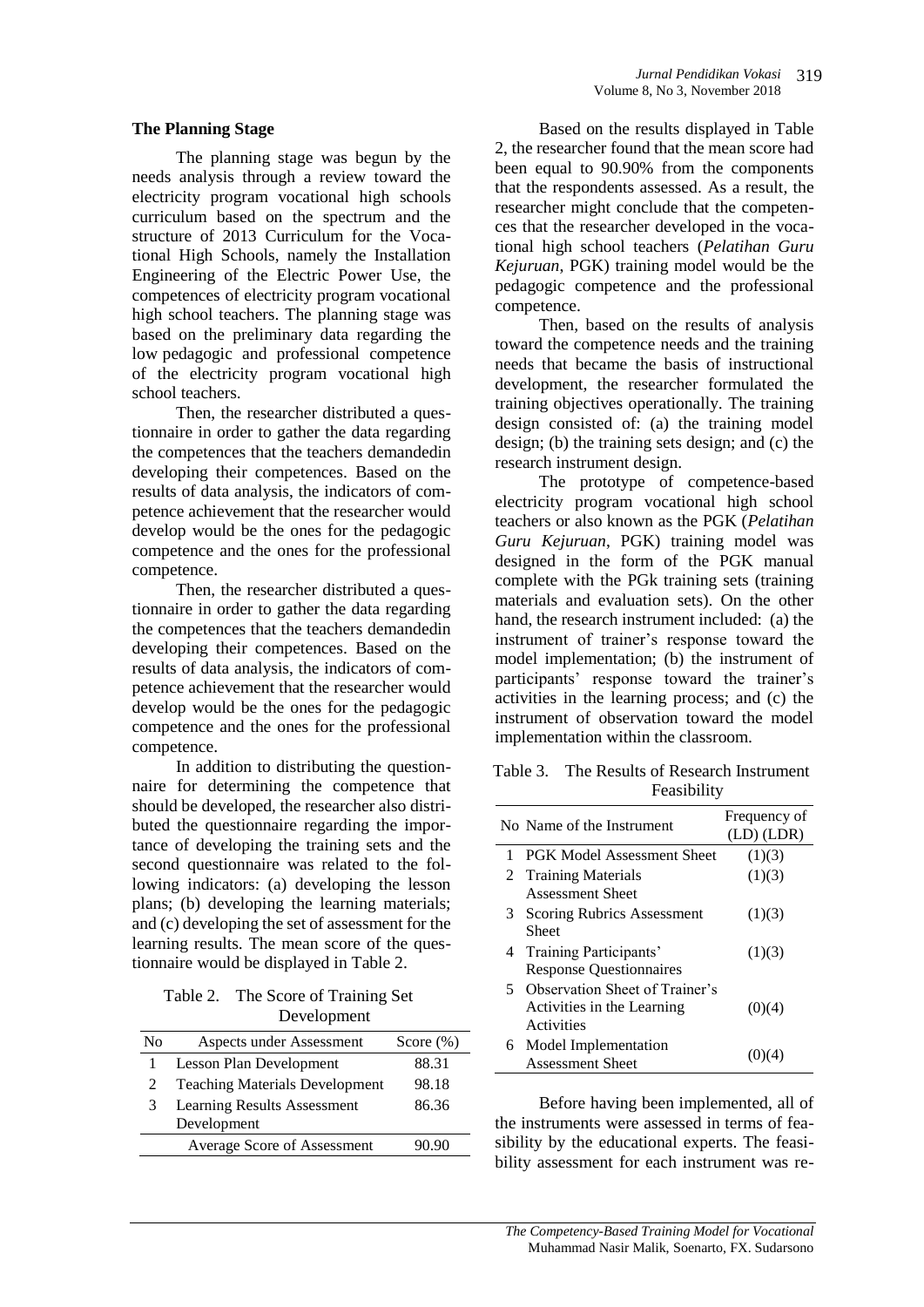### The Planning Stage

The planning stage was begun by the needs analysis through a review toward the electricity program vocational high schools curriculum based on the spectrum and the structure of 2013 Curriculum for the Vocational High Schools, namely the Installation Engineering of the Electric Power Use, the competences of electricity program vocational high school teachers. The planning stage was based on the preliminary data regarding the low pedagogic and professional competence of the electricity program vocational high school teachers.

Then, the researcher distributed a questionnaire in order to gather the data regarding the competences that the teachers demandedin developing their competences. Based on the results of data analysis, the indicators of competence achievement that the researcher would develop would be the ones for the pedagogic competence and the ones for the professional competence.

Then, the researcher distributed a questionnaire in order to gather the data regarding the competences that the teachers demandedin developing their competences. Based on the results of data analysis, the indicators of competence achievement that the researcher would develop would be the ones for the pedagogic competence and the ones for the professional competence.

In addition to distributing the questionnaire for determining the competence that should be developed, the researcher also distributed the questionnaire regarding the importance of developing the training sets and the second questionnaire was related to the following indicators: (a) developing the lesson plans; (b) developing the learning materials; and (c) developing the set of assessment for the learning results. The mean score of the questionnaire would be displayed in Table 2.

Table 2. The Score of Training Set Development

| No | Aspects under Assessment | Score (%) |
|---|---|---|
| 1 | Lesson Plan Development | 88.31 |
| 2 | Teaching Materials Development | 98.18 |
| 3 | Learning Results Assessment Development | 86.36 |
| | Average Score of Assessment | 90.90 |

Based on the results displayed in Table 2, the researcher found that the mean score had been equal to 90.90% from the components that the respondents assessed. As a result, the researcher might conclude that the competences that the researcher developed in the vocational high school teachers (*Pelatihan Guru Kejuruan*, PGK) training model would be the pedagogic competence and the professional competence.

Then, based on the results of analysis toward the competence needs and the training needs that became the basis of instructional development, the researcher formulated the training objectives operationally. The training design consisted of: (a) the training model design; (b) the training sets design; and (c) the research instrument design.

The prototype of competence-based electricity program vocational high school teachers or also known as the PGK (*Pelatihan Guru Kejuruan*, PGK) training model was designed in the form of the PGK manual complete with the PGk training sets (training materials and evaluation sets). On the other hand, the research instrument included: (a) the instrument of trainer's response toward the model implementation; (b) the instrument of participants' response toward the trainer's activities in the learning process; and (c) the instrument of observation toward the model implementation within the classroom.

Table 3. The Results of Research Instrument Feasibility

| No | Name of the Instrument | Frequency of (LD) (LDR) |
|---|---|---|
| 1 | PGK Model Assessment Sheet | (1)(3) |
| 2 | Training Materials Assessment Sheet | (1)(3) |
| 3 | Scoring Rubrics Assessment Sheet | (1)(3) |
| 4 | Training Participants' Response Questionnaires | (1)(3) |
| 5 | Observation Sheet of Trainer's Activities in the Learning Activities | (0)(4) |
| 6 | Model Implementation Assessment Sheet | (0)(4) |

Before having been implemented, all of the instruments were assessed in terms of feasibility by the educational experts. The feasibility assessment for each instrument was re-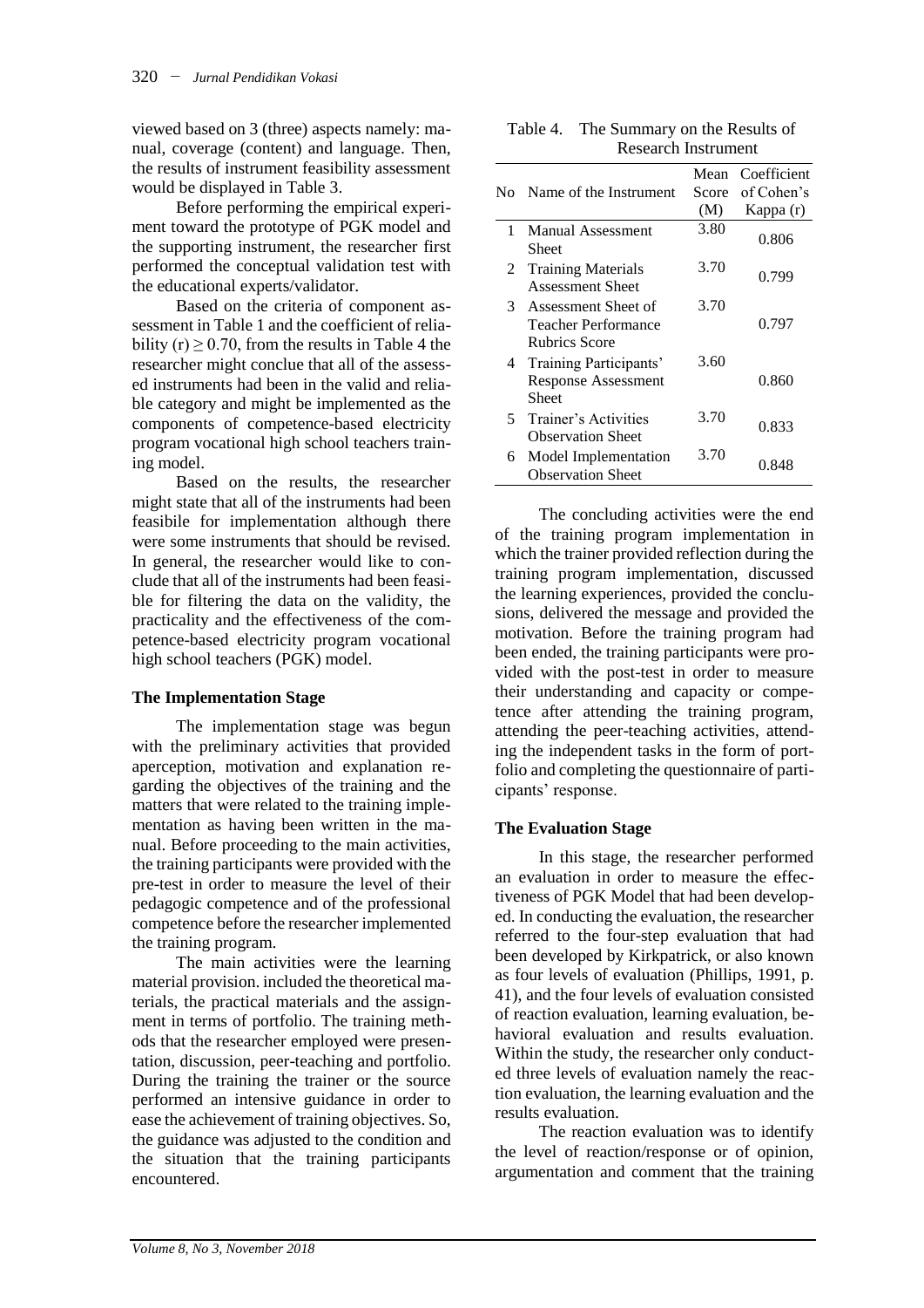viewed based on 3 (three) aspects namely: manual, coverage (content) and language. Then, the results of instrument feasibility assessment would be displayed in Table 3.

Before performing the empirical experiment toward the prototype of PGK model and the supporting instrument, the researcher first performed the conceptual validation test with the educational experts/validator.

Based on the criteria of component assessment in Table 1 and the coefficient of reliability (r) ≥ 0.70, from the results in Table 4 the researcher might conclue that all of the assessed instruments had been in the valid and reliable category and might be implemented as the components of competence-based electricity program vocational high school teachers training model.

Based on the results, the researcher might state that all of the instruments had been feasibile for implementation although there were some instruments that should be revised. In general, the researcher would like to conclude that all of the instruments had been feasible for filtering the data on the validity, the practicality and the effectiveness of the competence-based electricity program vocational high school teachers (PGK) model.

Table 4. The Summary on the Results of Research Instrument

| No | Name of the Instrument | Mean Score (M) | Coefficient of Cohen's Kappa (r) |
|---|---|---|---|
| 1 | Manual Assessment Sheet | 3.80 | 0.806 |
| 2 | Training Materials Assessment Sheet | 3.70 | 0.799 |
| 3 | Assessment Sheet of Teacher Performance Rubrics Score | 3.70 | 0.797 |
| 4 | Training Participants' Response Assessment Sheet | 3.60 | 0.860 |
| 5 | Trainer's Activities Observation Sheet | 3.70 | 0.833 |
| 6 | Model Implementation Observation Sheet | 3.70 | 0.848 |

### The Implementation Stage

The implementation stage was begun with the preliminary activities that provided aperception, motivation and explanation regarding the objectives of the training and the matters that were related to the training implementation as having been written in the manual. Before proceeding to the main activities, the training participants were provided with the pre-test in order to measure the level of their pedagogic competence and of the professional competence before the researcher implemented the training program.

The main activities were the learning material provision. included the theoretical materials, the practical materials and the assignment in terms of portfolio. The training methods that the researcher employed were presentation, discussion, peer-teaching and portfolio. During the training the trainer or the source performed an intensive guidance in order to ease the achievement of training objectives. So, the guidance was adjusted to the condition and the situation that the training participants encountered.

The concluding activities were the end of the training program implementation in which the trainer provided reflection during the training program implementation, discussed the learning experiences, provided the conclusions, delivered the message and provided the motivation. Before the training program had been ended, the training participants were provided with the post-test in order to measure their understanding and capacity or competence after attending the training program, attending the peer-teaching activities, attending the independent tasks in the form of portfolio and completing the questionnaire of participants' response.

### The Evaluation Stage

In this stage, the researcher performed an evaluation in order to measure the effectiveness of PGK Model that had been developed. In conducting the evaluation, the researcher referred to the four-step evaluation that had been developed by Kirkpatrick, or also known as four levels of evaluation (Phillips, 1991, p. 41), and the four levels of evaluation consisted of reaction evaluation, learning evaluation, behavioral evaluation and results evaluation. Within the study, the researcher only conducted three levels of evaluation namely the reaction evaluation, the learning evaluation and the results evaluation.

The reaction evaluation was to identify the level of reaction/response or of opinion, argumentation and comment that the training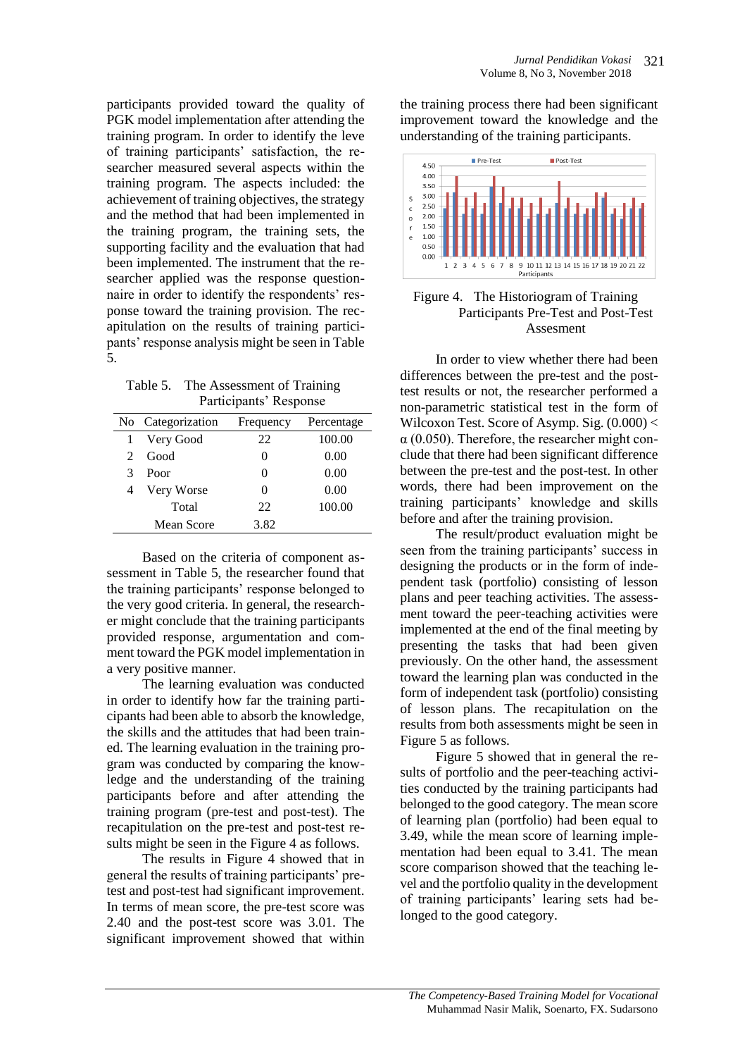participants provided toward the quality of PGK model implementation after attending the training program. In order to identify the leve of training participants' satisfaction, the researcher measured several aspects within the training program. The aspects included: the achievement of training objectives, the strategy and the method that had been implemented in the training program, the training sets, the supporting facility and the evaluation that had been implemented. The instrument that the researcher applied was the response questionnaire in order to identify the respondents' response toward the training provision. The recapitulation on the results of training participants' response analysis might be seen in Table 5.

Table 5. The Assessment of Training Participants' Response

| No | Categorization | Frequency | Percentage |
|---|---|---|---|
| 1 | Very Good | 22 | 100.00 |
| 2 | Good | 0 | 0.00 |
| 3 | Poor | 0 | 0.00 |
| 4 | Very Worse | 0 | 0.00 |
| | Total | 22 | 100.00 |
| | Mean Score | 3.82 | |

Based on the criteria of component assessment in Table 5, the researcher found that the training participants' response belonged to the very good criteria. In general, the researcher might conclude that the training participants provided response, argumentation and comment toward the PGK model implementation in a very positive manner.

The learning evaluation was conducted in order to identify how far the training participants had been able to absorb the knowledge, the skills and the attitudes that had been trained. The learning evaluation in the training program was conducted by comparing the knowledge and the understanding of the training participants before and after attending the training program (pre-test and post-test). The recapitulation on the pre-test and post-test results might be seen in the Figure 4 as follows.

The results in Figure 4 showed that in general the results of training participants' pretest and post-test had significant improvement. In terms of mean score, the pre-test score was 2.40 and the post-test score was 3.01. The significant improvement showed that within the training process there had been significant improvement toward the knowledge and the understanding of the training participants.

Figure 4. The Historiogram of Training Participants Pre-Test and Post-Test Assesment

In order to view whether there had been differences between the pre-test and the post-test results or not, the researcher performed a non-parametric statistical test in the form of Wilcoxon Test. Score of Asymp. Sig. (0.000) < $\alpha$ (0.050). Therefore, the researcher might conclude that there had been significant difference between the pre-test and the post-test. In other words, there had been improvement on the training participants' knowledge and skills before and after the training provision.

The result/product evaluation might be seen from the training participants' success in designing the products or in the form of independent task (portfolio) consisting of lesson plans and peer teaching activities. The assessment toward the peer-teaching activities were implemented at the end of the final meeting by presenting the tasks that had been given previously. On the other hand, the assessment toward the learning plan was conducted in the form of independent task (portfolio) consisting of lesson plans. The recapitulation on the results from both assessments might be seen in Figure 5 as follows.

Figure 5 showed that in general the results of portfolio and the peer-teaching activities conducted by the training participants had belonged to the good category. The mean score of learning plan (portfolio) had been equal to 3.49, while the mean score of learning implementation had been equal to 3.41. The mean score comparison showed that the teaching level and the portfolio quality in the development of training participants' learing sets had belonged to the good category.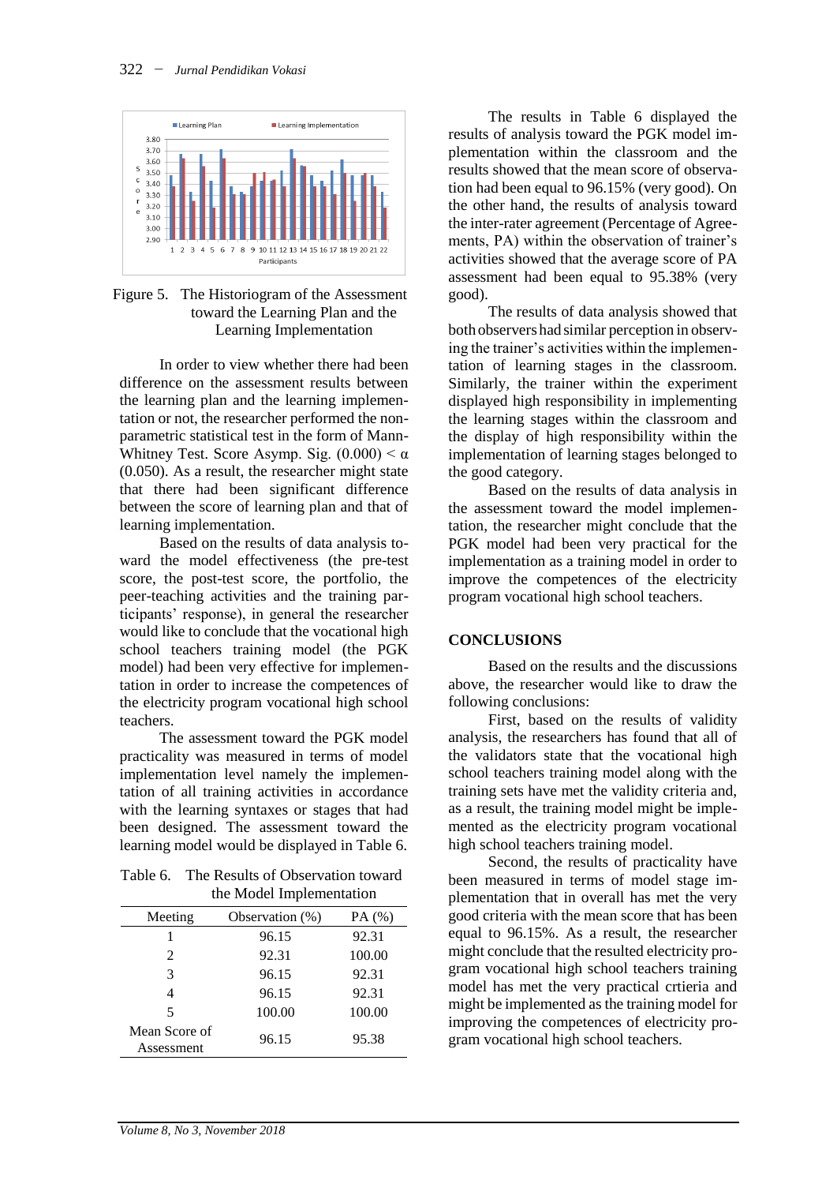Figure 5. The Historiogram of the Assessment toward the Learning Plan and the Learning Implementation

In order to view whether there had been difference on the assessment results between the learning plan and the learning implementation or not, the researcher performed the non-parametric statistical test in the form of Mann-Whitney Test. Score Asymp. Sig. $(0.000) < \alpha$ $(0.050)$. As a result, the researcher might state that there had been significant difference between the score of learning plan and that of learning implementation.

Based on the results of data analysis toward the model effectiveness (the pre-test score, the post-test score, the portfolio, the peer-teaching activities and the training participants' response), in general the researcher would like to conclude that the vocational high school teachers training model (the PGK model) had been very effective for implementation in order to increase the competences of the electricity program vocational high school teachers.

The assessment toward the PGK model practicality was measured in terms of model implementation level namely the implementation of all training activities in accordance with the learning syntaxes or stages that had been designed. The assessment toward the learning model would be displayed in Table 6.

Table 6. The Results of Observation toward the Model Implementation

| Meeting | Observation (%) | PA (%) |
|---|---|---|
| 1 | 96.15 | 92.31 |
| 2 | 92.31 | 100.00 |
| 3 | 96.15 | 92.31 |
| 4 | 96.15 | 92.31 |
| 5 | 100.00 | 100.00 |
| Mean Score of Assessment | 96.15 | 95.38 |

The results in Table 6 displayed the results of analysis toward the PGK model implementation within the classroom and the results showed that the mean score of observation had been equal to 96.15% (very good). On the other hand, the results of analysis toward the inter-rater agreement (Percentage of Agreements, PA) within the observation of trainer's activities showed that the average score of PA assessment had been equal to 95.38% (very good).

The results of data analysis showed that both observers had similar perception in observing the trainer's activities within the implementation of learning stages in the classroom. Similarly, the trainer within the experiment displayed high responsibility in implementing the learning stages within the classroom and the display of high responsibility within the implementation of learning stages belonged to the good category.

Based on the results of data analysis in the assessment toward the model implementation, the researcher might conclude that the PGK model had been very practical for the implementation as a training model in order to improve the competences of the electricity program vocational high school teachers.

## CONCLUSIONS

Based on the results and the discussions above, the researcher would like to draw the following conclusions:

First, based on the results of validity analysis, the researchers has found that all of the validators state that the vocational high school teachers training model along with the training sets have met the validity criteria and, as a result, the training model might be implemented as the electricity program vocational high school teachers training model.

Second, the results of practicality have been measured in terms of model stage implementation that in overall has met the very good criteria with the mean score that has been equal to 96.15%. As a result, the researcher might conclude that the resulted electricity program vocational high school teachers training model has met the very practical crtieria and might be implemented as the training model for improving the competences of electricity program vocational high school teachers.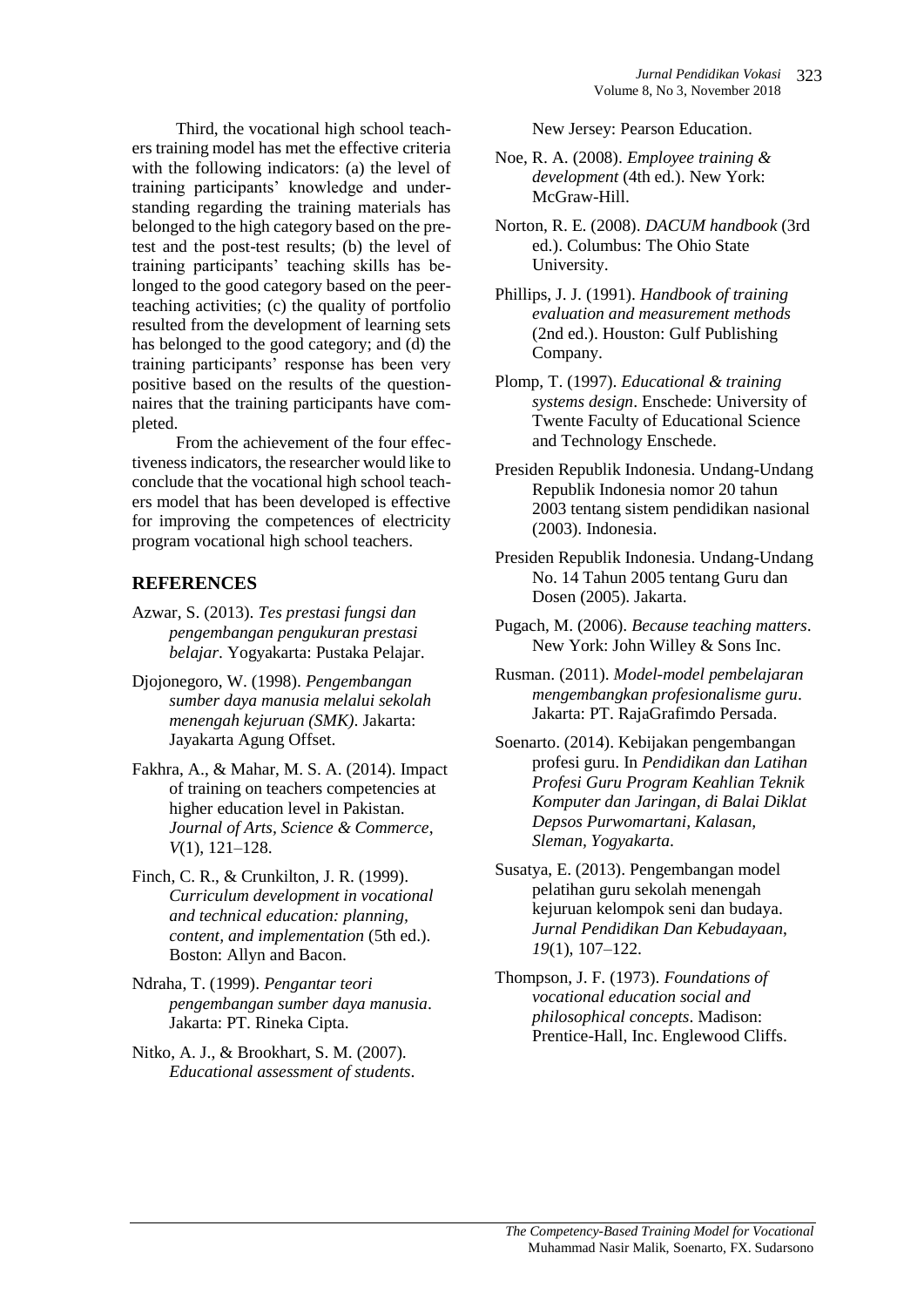Third, the vocational high school teachers training model has met the effective criteria with the following indicators: (a) the level of training participants' knowledge and understanding regarding the training materials has belonged to the high category based on the pretest and the post-test results; (b) the level of training participants' teaching skills has belonged to the good category based on the peer-teaching activities; (c) the quality of portfolio resulted from the development of learning sets has belonged to the good category; and (d) the training participants' response has been very positive based on the results of the questionnaires that the training participants have completed.

From the achievement of the four effectiveness indicators, the researcher would like to conclude that the vocational high school teachers model that has been developed is effective for improving the competences of electricity program vocational high school teachers.

## REFERENCES

Azwar, S. (2013). *Tes prestasi fungsi dan pengembangan pengukuran prestasi belajar*. Yogyakarta: Pustaka Pelajar.

Djojonegoro, W. (1998). *Pengembangan sumber daya manusia melalui sekolah menengah kejuruan (SMK)*. Jakarta: Jayakarta Agung Offset.

Fakhra, A., & Mahar, M. S. A. (2014). Impact of training on teachers competencies at higher education level in Pakistan. *Journal of Arts, Science & Commerce*, *V*(1), 121–128.

Finch, C. R., & Crunkilton, J. R. (1999). *Curriculum development in vocational and technical education: planning, content, and implementation* (5th ed.). Boston: Allyn and Bacon.

Ndraha, T. (1999). *Pengantar teori pengembangan sumber daya manusia*. Jakarta: PT. Rineka Cipta.

Nitko, A. J., & Brookhart, S. M. (2007). *Educational assessment of students*. New Jersey: Pearson Education.

Noe, R. A. (2008). *Employee training & development* (4th ed.). New York: McGraw-Hill.

Norton, R. E. (2008). *DACUM handbook* (3rd ed.). Columbus: The Ohio State University.

Phillips, J. J. (1991). *Handbook of training evaluation and measurement methods* (2nd ed.). Houston: Gulf Publishing Company.

Plomp, T. (1997). *Educational & training systems design*. Enschede: University of Twente Faculty of Educational Science and Technology Enschede.

Presiden Republik Indonesia. Undang-Undang Republik Indonesia nomor 20 tahun 2003 tentang sistem pendidikan nasional (2003). Indonesia.

Presiden Republik Indonesia. Undang-Undang No. 14 Tahun 2005 tentang Guru dan Dosen (2005). Jakarta.

Pugach, M. (2006). *Because teaching matters*. New York: John Willey & Sons Inc.

Rusman. (2011). *Model-model pembelajaran mengembangkan profesionalisme guru*. Jakarta: PT. RajaGrafimdo Persada.

Soenarto. (2014). Kebijakan pengembangan profesi guru. In *Pendidikan dan Latihan Profesi Guru Program Keahlian Teknik Komputer dan Jaringan, di Balai Diklat Depsos Purwomartani, Kalasan, Sleman, Yogyakarta*.

Susatya, E. (2013). Pengembangan model pelatihan guru sekolah menengah kejuruan kelompok seni dan budaya. *Jurnal Pendidikan Dan Kebudayaan*, *19*(1), 107–122.

Thompson, J. F. (1973). *Foundations of vocational education social and philosophical concepts*. Madison: Prentice-Hall, Inc. Englewood Cliffs.